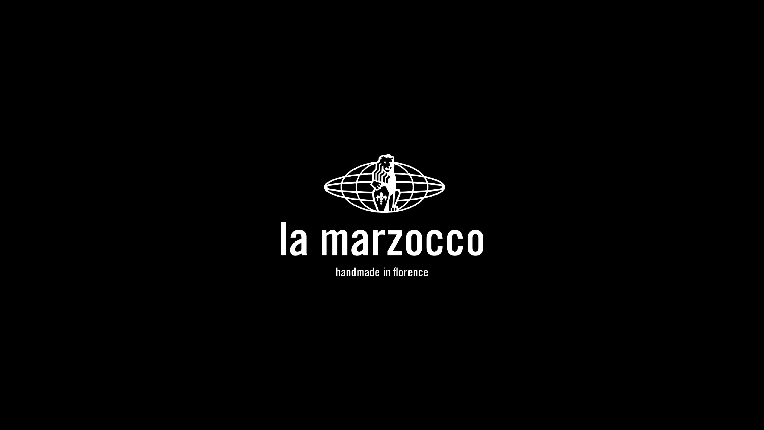# la marzocco

handmade in florence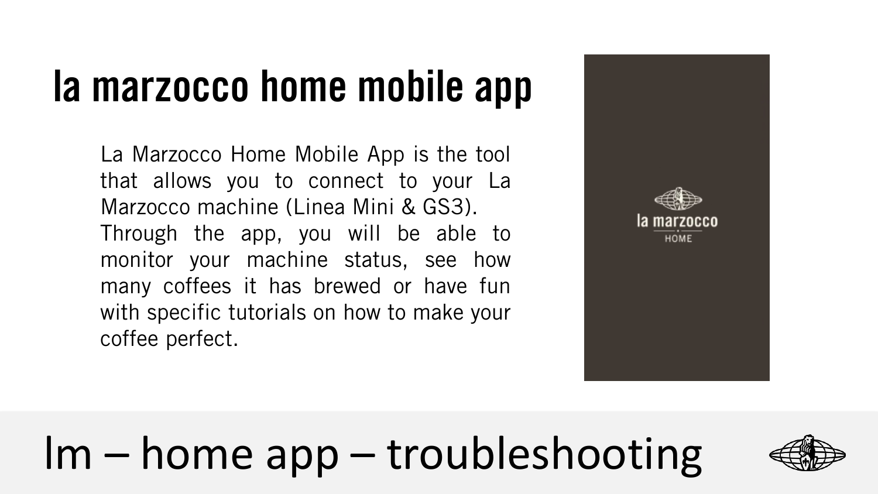# la marzocco home mobile app

La Marzocco Home Mobile App is the tool that allows you to connect to your La Marzocco machine (Linea Mini & GS3).
Through the app, you will be able to monitor your machine status, see how many coffees it has brewed or have fun with specific tutorials on how to make your coffee perfect.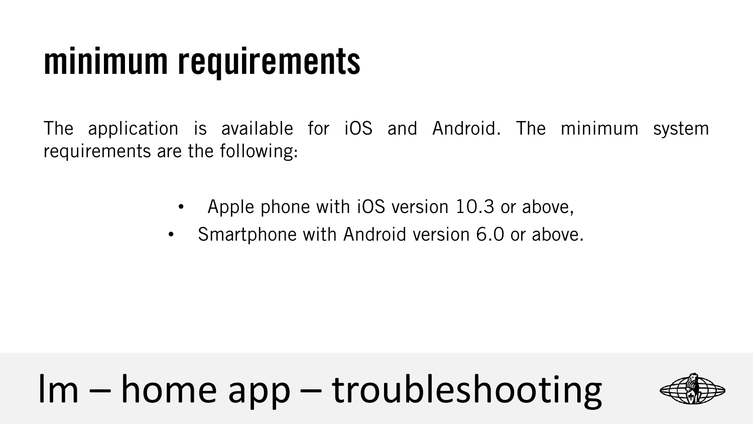# minimum requirements

The application is available for iOS and Android. The minimum system requirements are the following:

- Apple phone with iOS version 10.3 or above,
- Smartphone with Android version 6.0 or above.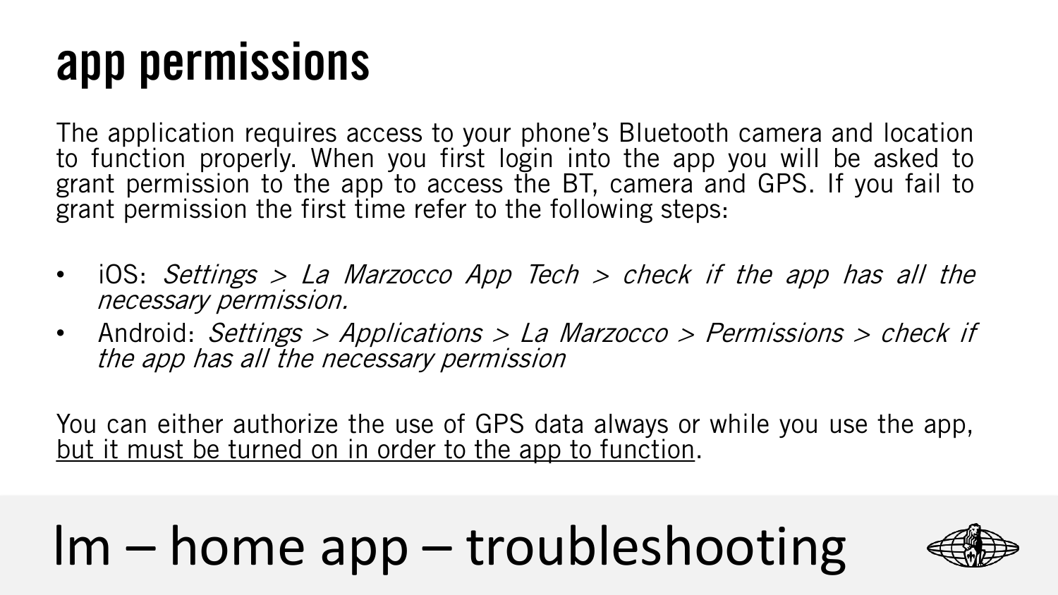# app permissions

The application requires access to your phone's Bluetooth camera and location to function properly. When you first login into the app you will be asked to grant permission to the app to access the BT, camera and GPS. If you fail to grant permission the first time refer to the following steps:

- iOS: *Settings > La Marzocco App Tech > check if the app has all the necessary permission.*
- Android: *Settings > Applications > La Marzocco > Permissions > check if the app has all the necessary permission*

You can either authorize the use of GPS data always or while you use the app, <u>but it must be turned on in order to the app to function</u>.

lm – home app – troubleshooting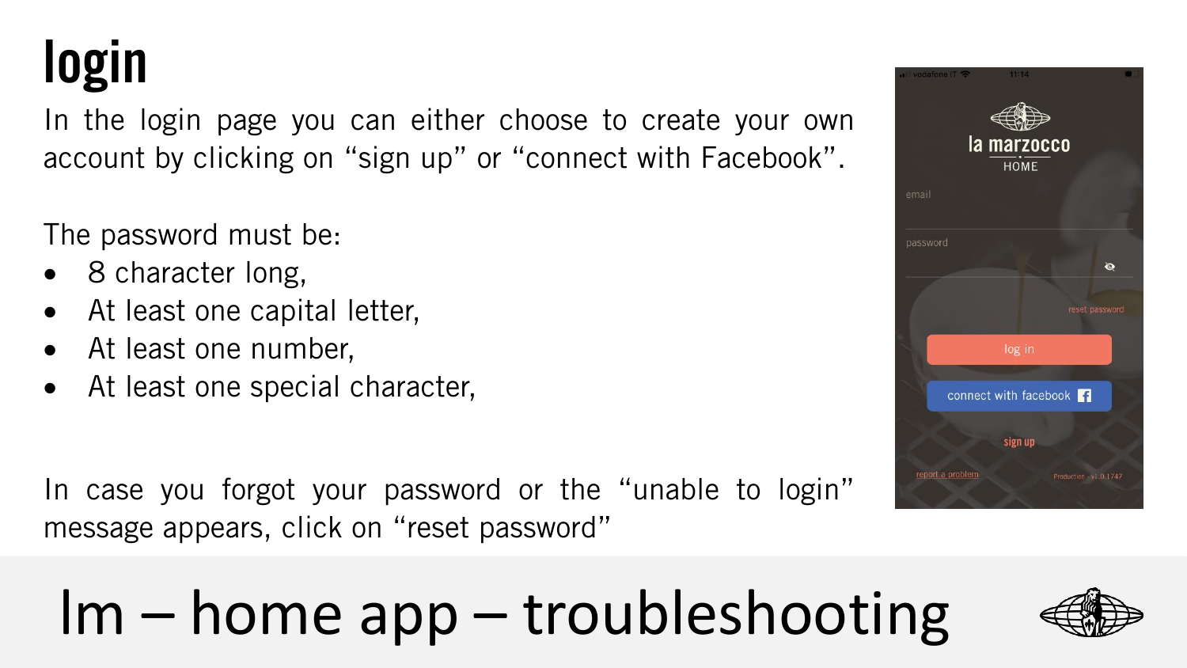# login

In the login page you can either choose to create your own account by clicking on "sign up" or "connect with Facebook".

The password must be:

- 8 character long,
- At least one capital letter,
- At least one number,
- At least one special character,

In case you forgot your password or the "unable to login" message appears, click on "reset password"

# lm – home app – troubleshooting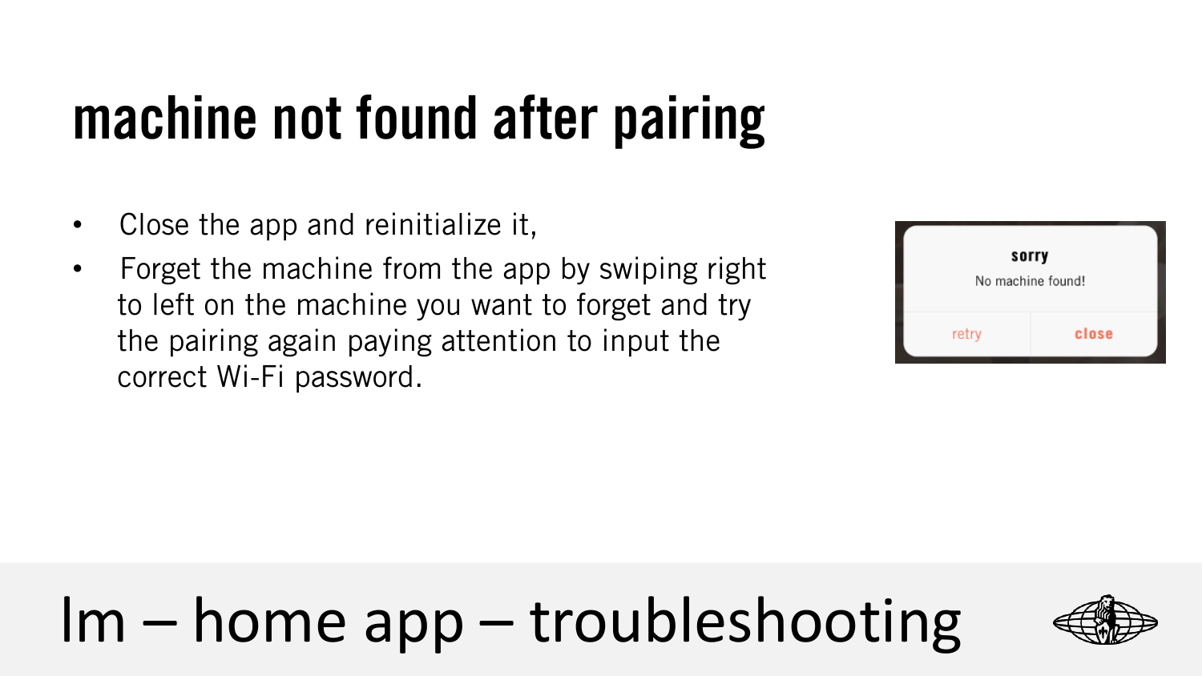# machine not found after pairing

- Close the app and reinitialize it,
- Forget the machine from the app by swiping right to left on the machine you want to forget and try the pairing again paying attention to input the correct Wi-Fi password.

sorry

No machine found!

retry close

lm – home app – troubleshooting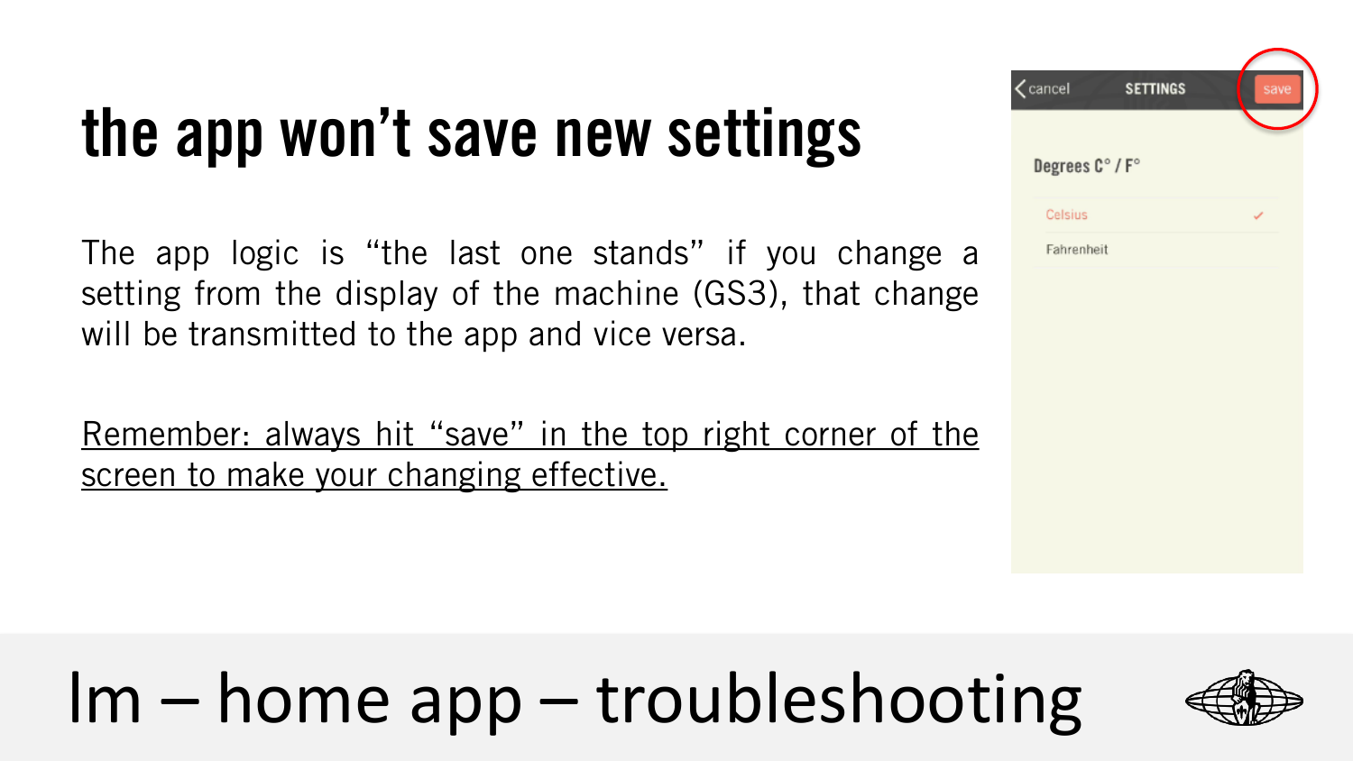# the app won't save new settings

The app logic is "the last one stands" if you change a setting from the display of the machine (GS3), that change will be transmitted to the app and vice versa.

<u>Remember: always hit "save" in the top right corner of the screen to make your changing effective.</u>

cancel SETTINGS save

Degrees C° / F°

Celsius ✓

Fahrenheit

lm – home app – troubleshooting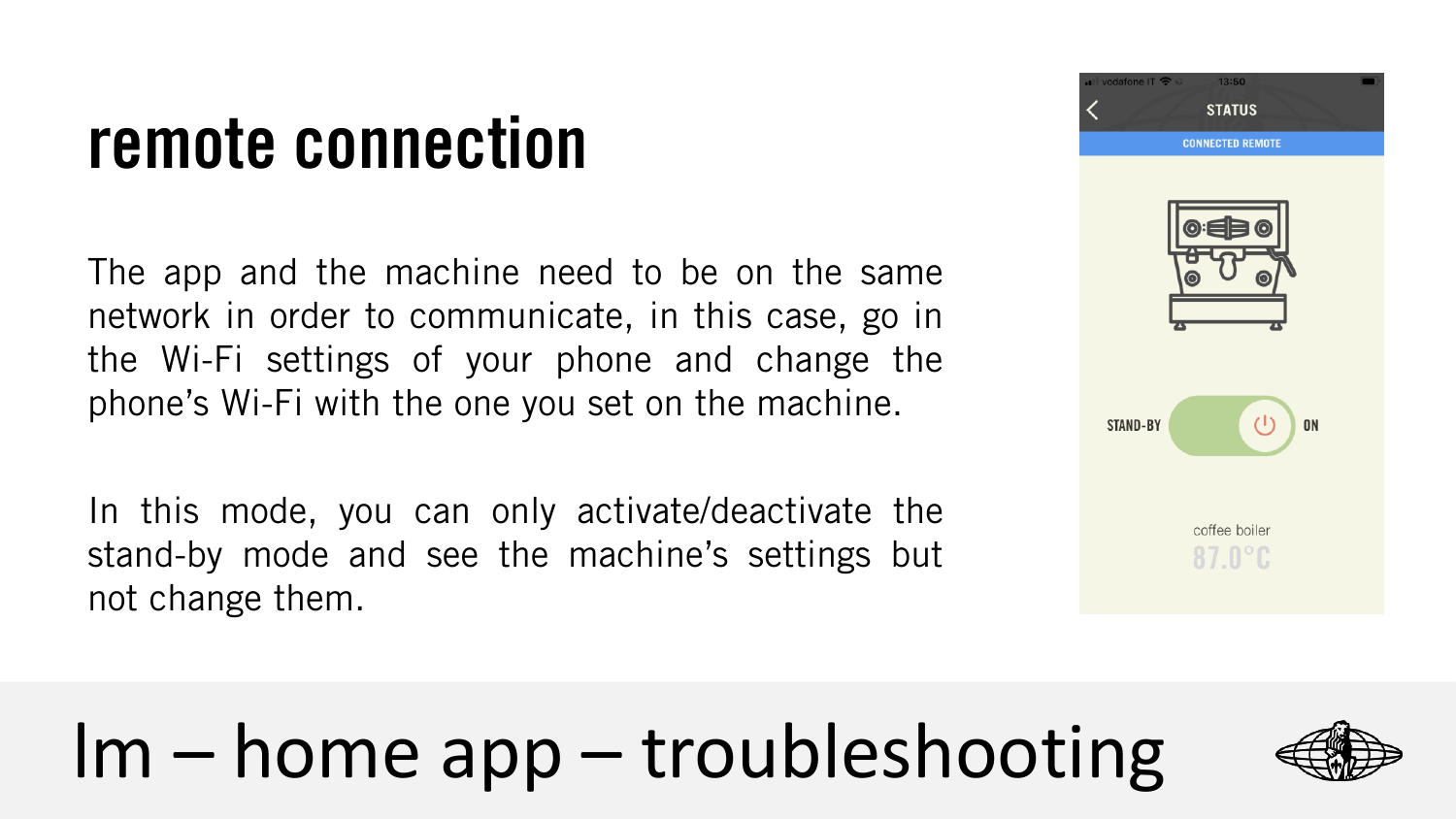# remote connection

The app and the machine need to be on the same network in order to communicate, in this case, go in the Wi-Fi settings of your phone and change the phone's Wi-Fi with the one you set on the machine.

In this mode, you can only activate/deactivate the stand-by mode and see the machine's settings but not change them.

STATUS

CONNECTED REMOTE

STAND-BY ON

coffee boiler

87.0°C

## lm – home app – troubleshooting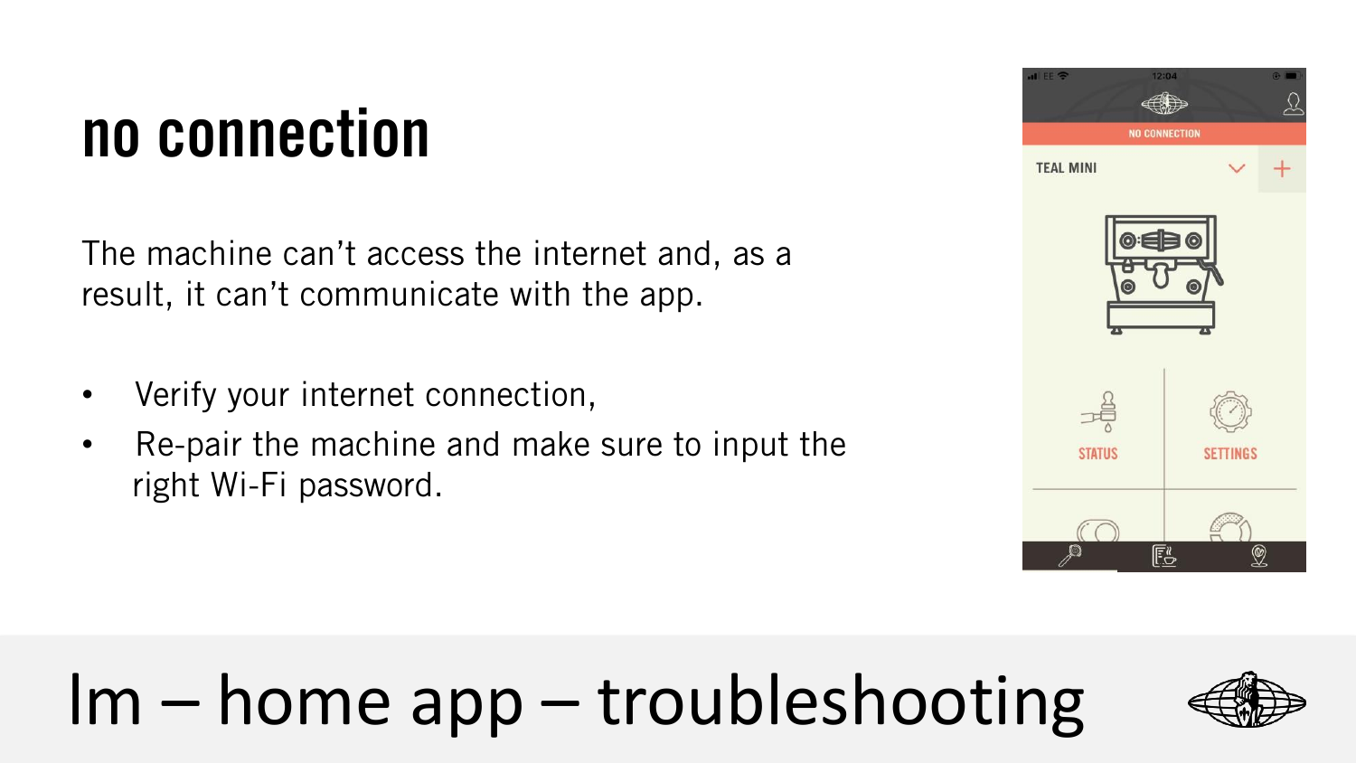# no connection

The machine can’t access the internet and, as a result, it can’t communicate with the app.

- Verify your internet connection,
- Re-pair the machine and make sure to input the right Wi-Fi password.

## lm – home app – troubleshooting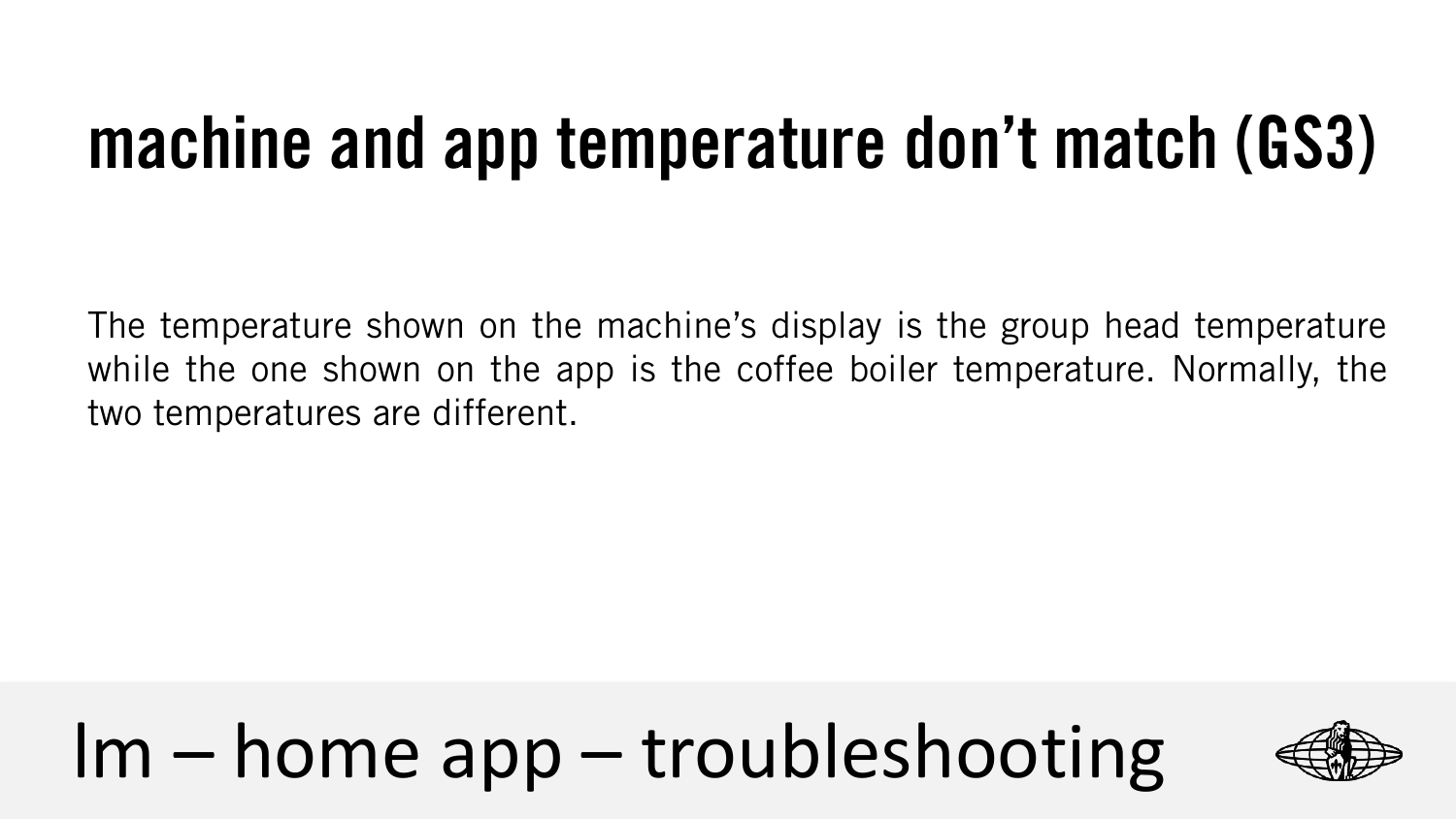# machine and app temperature don't match (GS3)

The temperature shown on the machine's display is the group head temperature while the one shown on the app is the coffee boiler temperature. Normally, the two temperatures are different.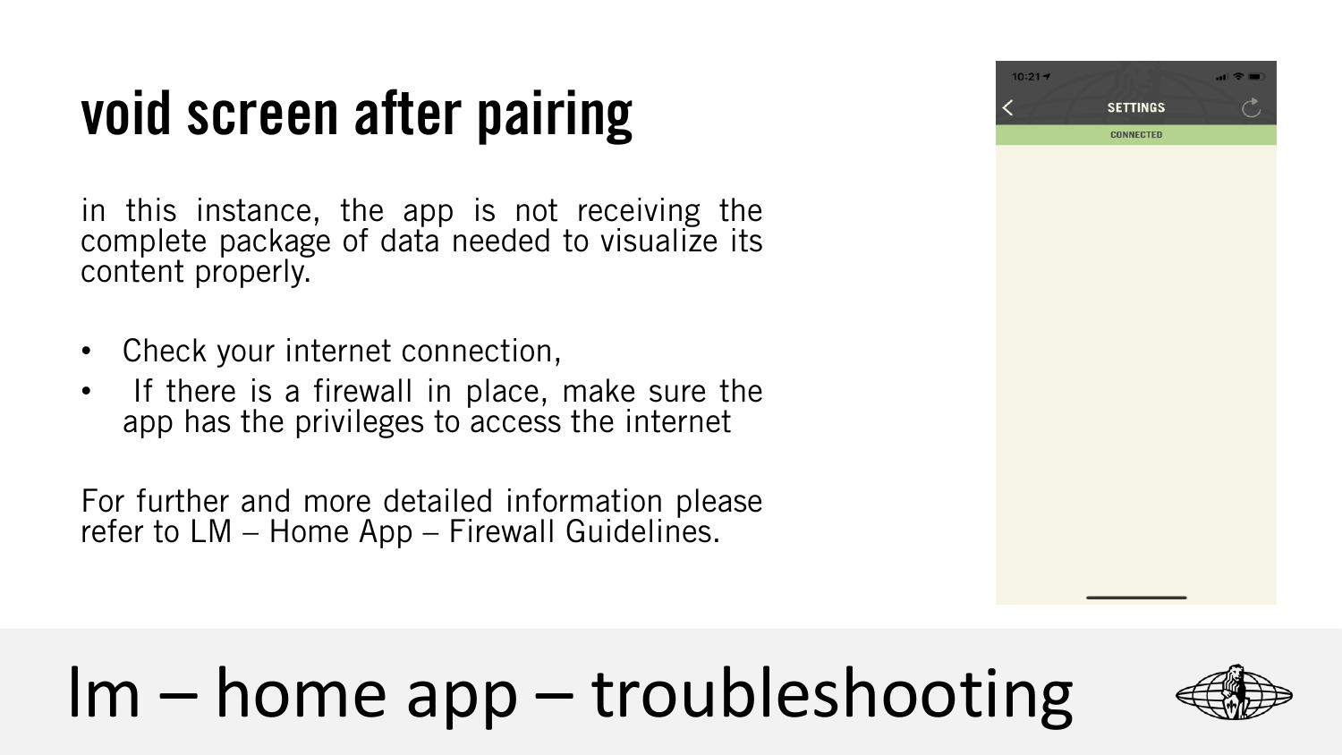# void screen after pairing

in this instance, the app is not receiving the complete package of data needed to visualize its content properly.

- Check your internet connection,
- If there is a firewall in place, make sure the app has the privileges to access the internet

For further and more detailed information please refer to LM – Home App – Firewall Guidelines.

lm – home app – troubleshooting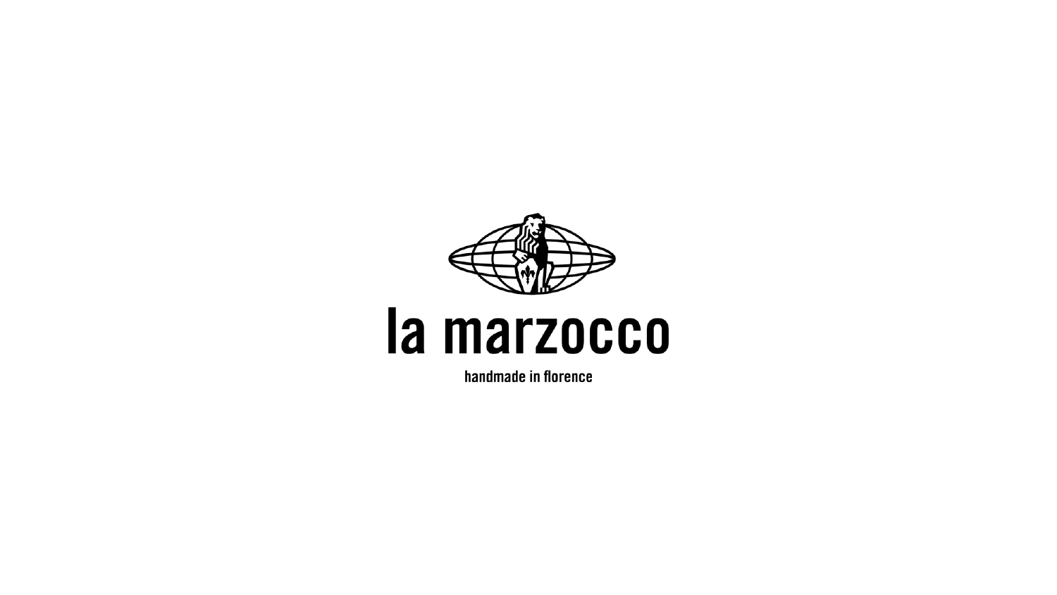la marzocco

handmade in florence